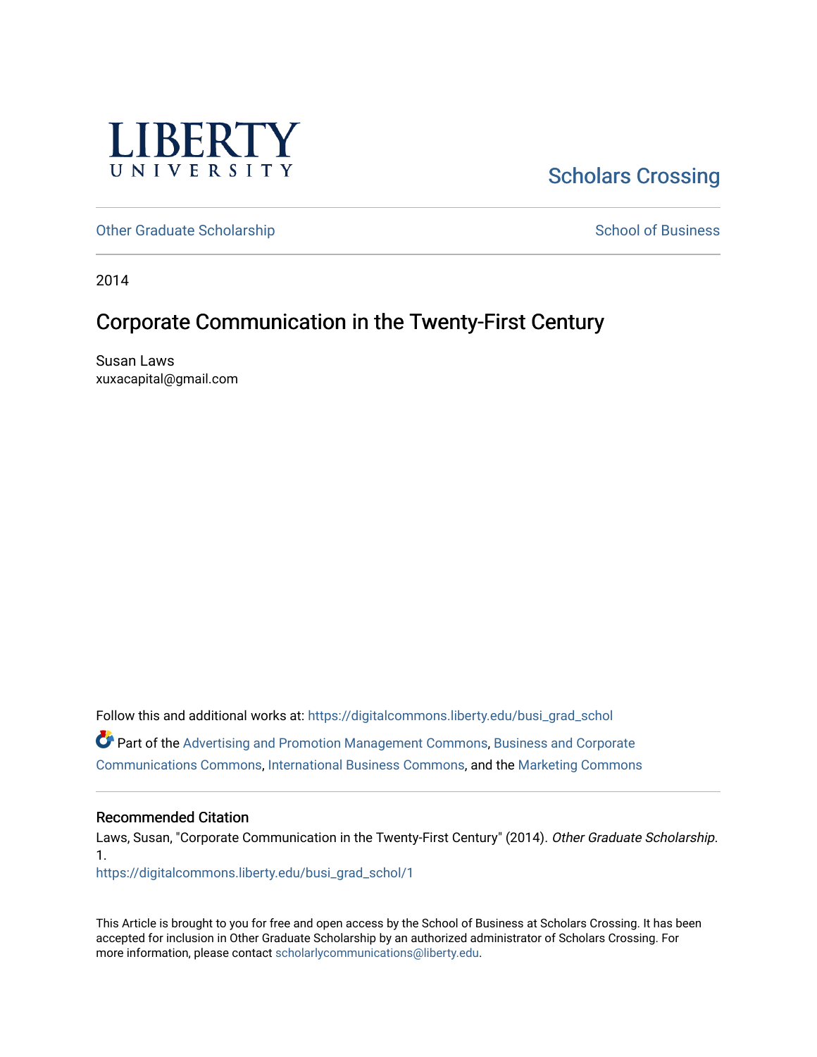LIBERTY UNIVERSITY

Scholars Crossing

Other Graduate Scholarship | School of Business

2014

# Corporate Communication in the Twenty-First Century

Susan Laws
xuxacapital@gmail.com

Follow this and additional works at: https://digitalcommons.liberty.edu/busi_grad_schol

Part of the Advertising and Promotion Management Commons, Business and Corporate Communications Commons, International Business Commons, and the Marketing Commons

### Recommended Citation

Laws, Susan, "Corporate Communication in the Twenty-First Century" (2014). *Other Graduate Scholarship*. 1.
https://digitalcommons.liberty.edu/busi_grad_schol/1

This Article is brought to you for free and open access by the School of Business at Scholars Crossing. It has been accepted for inclusion in Other Graduate Scholarship by an authorized administrator of Scholars Crossing. For more information, please contact scholarlycommunications@liberty.edu.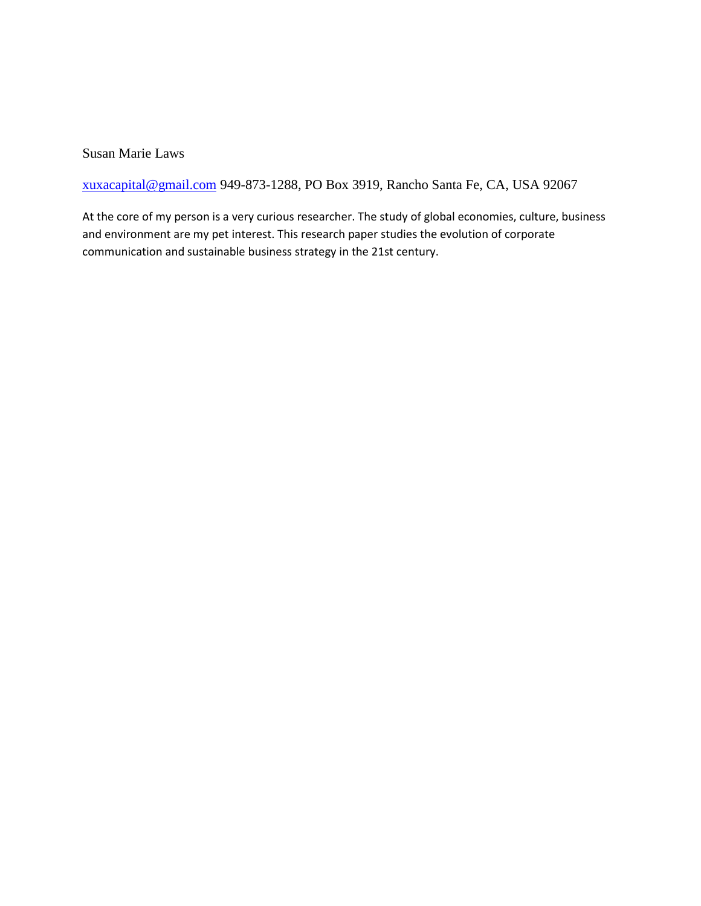Susan Marie Laws

[xuxacapital@gmail.com](mailto:xuxacapital@gmail.com) 949-873-1288, PO Box 3919, Rancho Santa Fe, CA, USA 92067

At the core of my person is a very curious researcher. The study of global economies, culture, business and environment are my pet interest. This research paper studies the evolution of corporate communication and sustainable business strategy in the 21st century.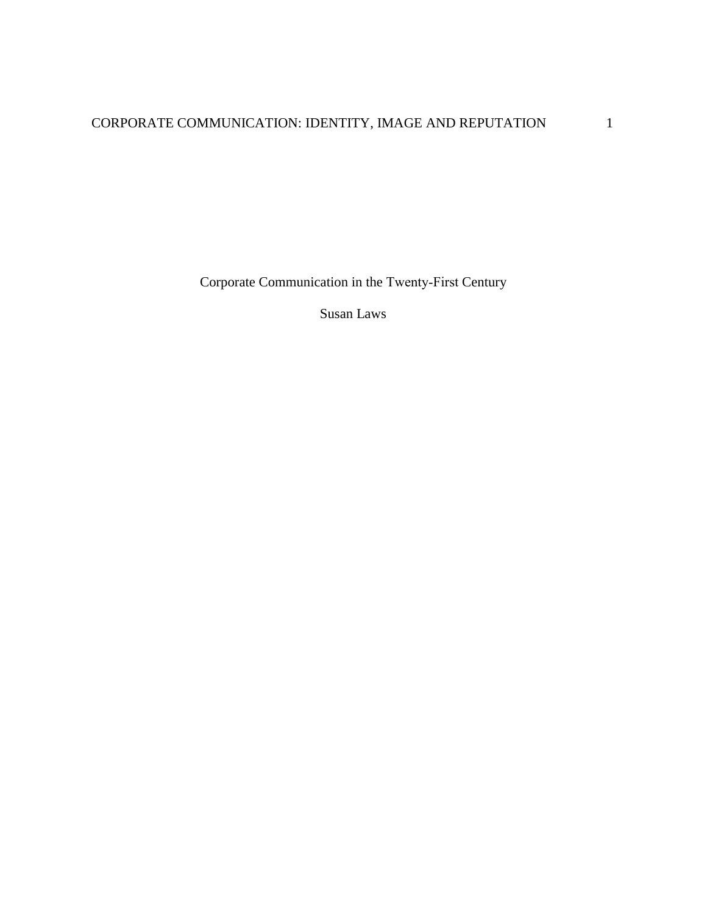Corporate Communication in the Twenty-First Century

Susan Laws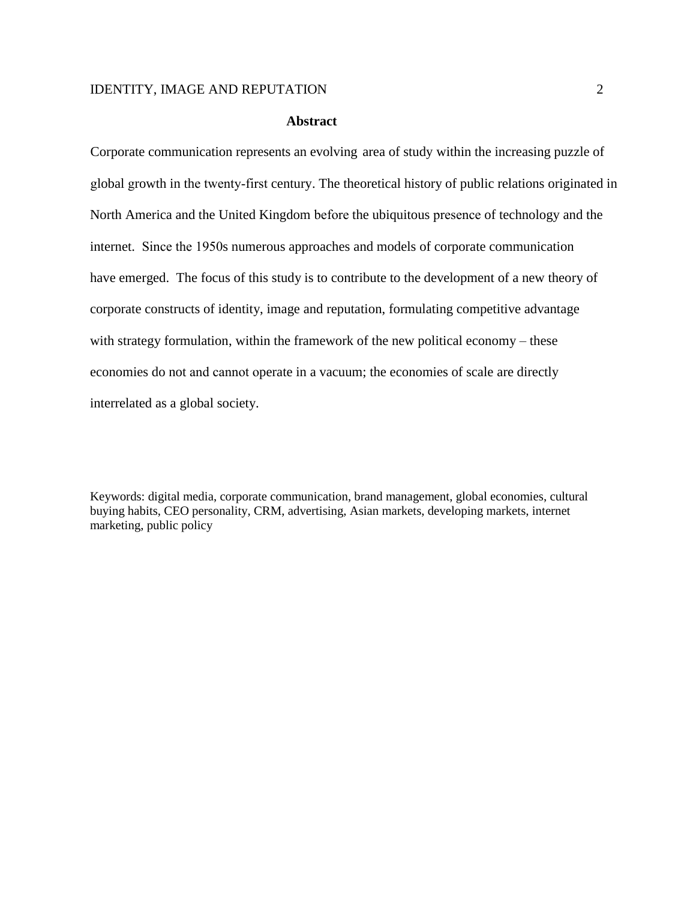## Abstract

Corporate communication represents an evolving area of study within the increasing puzzle of global growth in the twenty-first century. The theoretical history of public relations originated in North America and the United Kingdom before the ubiquitous presence of technology and the internet. Since the 1950s numerous approaches and models of corporate communication have emerged. The focus of this study is to contribute to the development of a new theory of corporate constructs of identity, image and reputation, formulating competitive advantage with strategy formulation, within the framework of the new political economy – these economies do not and cannot operate in a vacuum; the economies of scale are directly interrelated as a global society.

Keywords: digital media, corporate communication, brand management, global economies, cultural buying habits, CEO personality, CRM, advertising, Asian markets, developing markets, internet marketing, public policy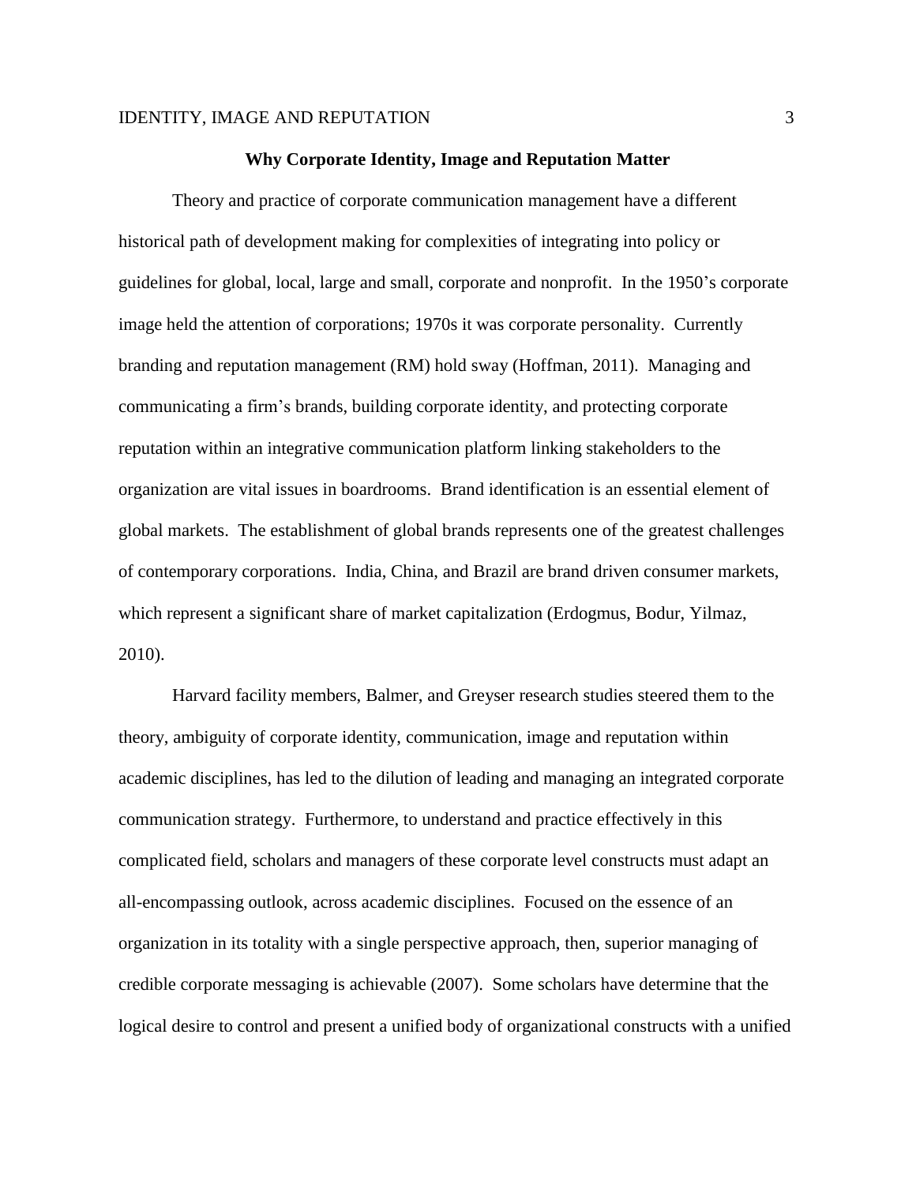## Why Corporate Identity, Image and Reputation Matter

Theory and practice of corporate communication management have a different historical path of development making for complexities of integrating into policy or guidelines for global, local, large and small, corporate and nonprofit. In the 1950's corporate image held the attention of corporations; 1970s it was corporate personality. Currently branding and reputation management (RM) hold sway (Hoffman, 2011). Managing and communicating a firm's brands, building corporate identity, and protecting corporate reputation within an integrative communication platform linking stakeholders to the organization are vital issues in boardrooms. Brand identification is an essential element of global markets. The establishment of global brands represents one of the greatest challenges of contemporary corporations. India, China, and Brazil are brand driven consumer markets, which represent a significant share of market capitalization (Erdogmus, Bodur, Yilmaz, 2010).

Harvard facility members, Balmer, and Greyser research studies steered them to the theory, ambiguity of corporate identity, communication, image and reputation within academic disciplines, has led to the dilution of leading and managing an integrated corporate communication strategy. Furthermore, to understand and practice effectively in this complicated field, scholars and managers of these corporate level constructs must adapt an all-encompassing outlook, across academic disciplines. Focused on the essence of an organization in its totality with a single perspective approach, then, superior managing of credible corporate messaging is achievable (2007). Some scholars have determine that the logical desire to control and present a unified body of organizational constructs with a unified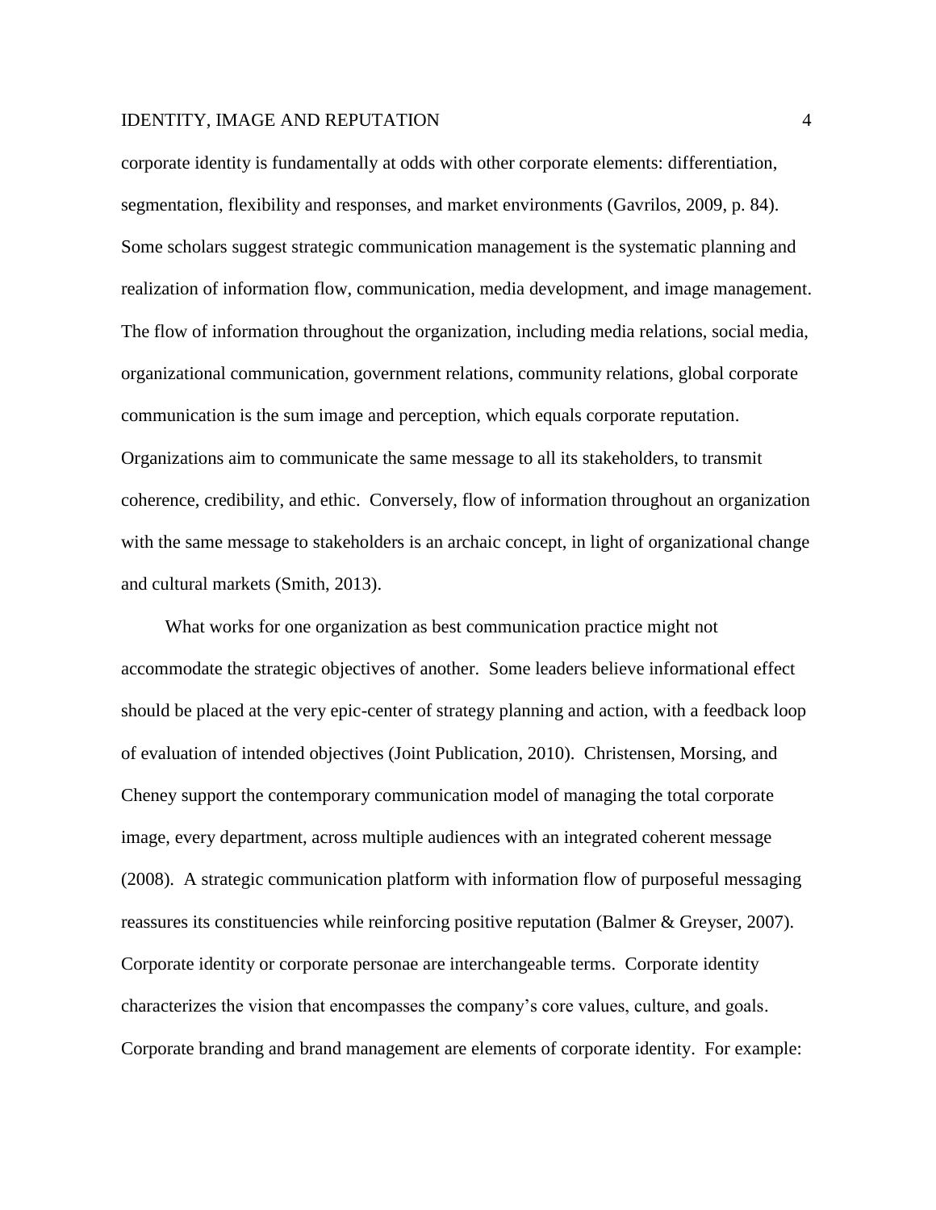corporate identity is fundamentally at odds with other corporate elements: differentiation, segmentation, flexibility and responses, and market environments (Gavrilos, 2009, p. 84). Some scholars suggest strategic communication management is the systematic planning and realization of information flow, communication, media development, and image management. The flow of information throughout the organization, including media relations, social media, organizational communication, government relations, community relations, global corporate communication is the sum image and perception, which equals corporate reputation. Organizations aim to communicate the same message to all its stakeholders, to transmit coherence, credibility, and ethic. Conversely, flow of information throughout an organization with the same message to stakeholders is an archaic concept, in light of organizational change and cultural markets (Smith, 2013).

What works for one organization as best communication practice might not accommodate the strategic objectives of another. Some leaders believe informational effect should be placed at the very epic-center of strategy planning and action, with a feedback loop of evaluation of intended objectives (Joint Publication, 2010). Christensen, Morsing, and Cheney support the contemporary communication model of managing the total corporate image, every department, across multiple audiences with an integrated coherent message (2008). A strategic communication platform with information flow of purposeful messaging reassures its constituencies while reinforcing positive reputation (Balmer & Greyser, 2007). Corporate identity or corporate personae are interchangeable terms. Corporate identity characterizes the vision that encompasses the company's core values, culture, and goals. Corporate branding and brand management are elements of corporate identity. For example: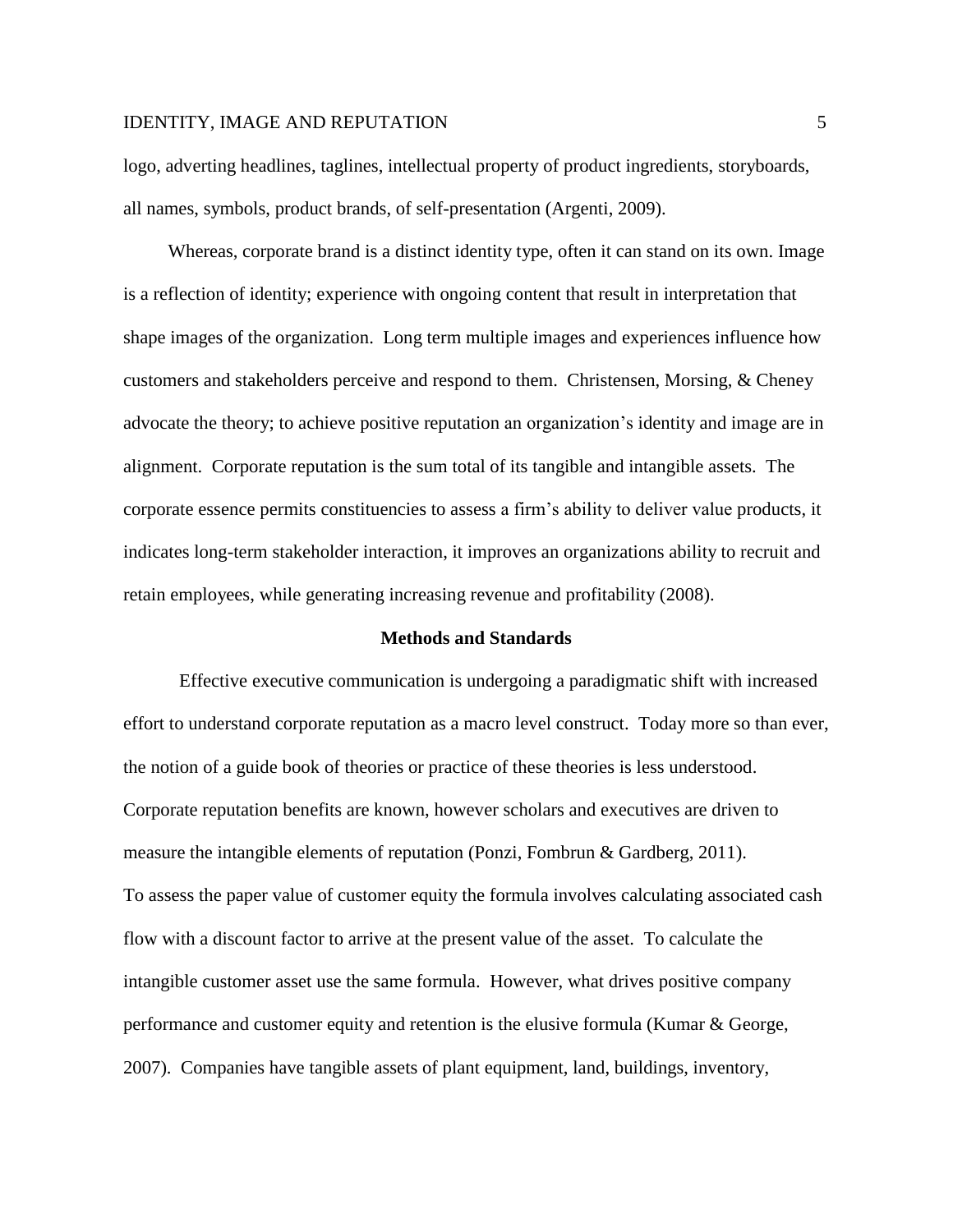logo, adverting headlines, taglines, intellectual property of product ingredients, storyboards, all names, symbols, product brands, of self-presentation (Argenti, 2009).

Whereas, corporate brand is a distinct identity type, often it can stand on its own. Image is a reflection of identity; experience with ongoing content that result in interpretation that shape images of the organization. Long term multiple images and experiences influence how customers and stakeholders perceive and respond to them. Christensen, Morsing, & Cheney advocate the theory; to achieve positive reputation an organization's identity and image are in alignment. Corporate reputation is the sum total of its tangible and intangible assets. The corporate essence permits constituencies to assess a firm's ability to deliver value products, it indicates long-term stakeholder interaction, it improves an organizations ability to recruit and retain employees, while generating increasing revenue and profitability (2008).

## Methods and Standards

Effective executive communication is undergoing a paradigmatic shift with increased effort to understand corporate reputation as a macro level construct. Today more so than ever, the notion of a guide book of theories or practice of these theories is less understood. Corporate reputation benefits are known, however scholars and executives are driven to measure the intangible elements of reputation (Ponzi, Fombrun & Gardberg, 2011). To assess the paper value of customer equity the formula involves calculating associated cash flow with a discount factor to arrive at the present value of the asset. To calculate the intangible customer asset use the same formula. However, what drives positive company performance and customer equity and retention is the elusive formula (Kumar & George, 2007). Companies have tangible assets of plant equipment, land, buildings, inventory,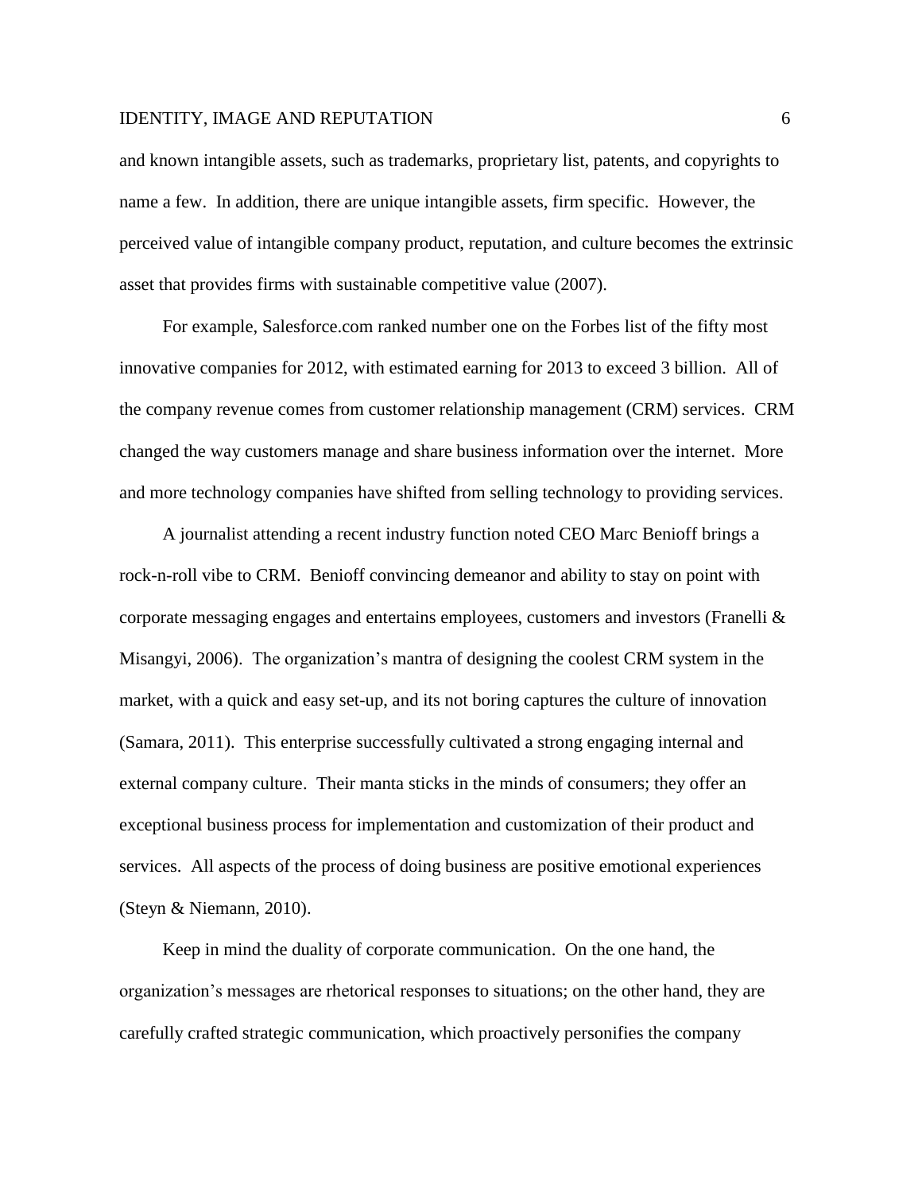and known intangible assets, such as trademarks, proprietary list, patents, and copyrights to name a few. In addition, there are unique intangible assets, firm specific. However, the perceived value of intangible company product, reputation, and culture becomes the extrinsic asset that provides firms with sustainable competitive value (2007).

For example, Salesforce.com ranked number one on the Forbes list of the fifty most innovative companies for 2012, with estimated earning for 2013 to exceed 3 billion. All of the company revenue comes from customer relationship management (CRM) services. CRM changed the way customers manage and share business information over the internet. More and more technology companies have shifted from selling technology to providing services.

A journalist attending a recent industry function noted CEO Marc Benioff brings a rock-n-roll vibe to CRM. Benioff convincing demeanor and ability to stay on point with corporate messaging engages and entertains employees, customers and investors (Franelli & Misangyi, 2006). The organization's mantra of designing the coolest CRM system in the market, with a quick and easy set-up, and its not boring captures the culture of innovation (Samara, 2011). This enterprise successfully cultivated a strong engaging internal and external company culture. Their manta sticks in the minds of consumers; they offer an exceptional business process for implementation and customization of their product and services. All aspects of the process of doing business are positive emotional experiences (Steyn & Niemann, 2010).

Keep in mind the duality of corporate communication. On the one hand, the organization's messages are rhetorical responses to situations; on the other hand, they are carefully crafted strategic communication, which proactively personifies the company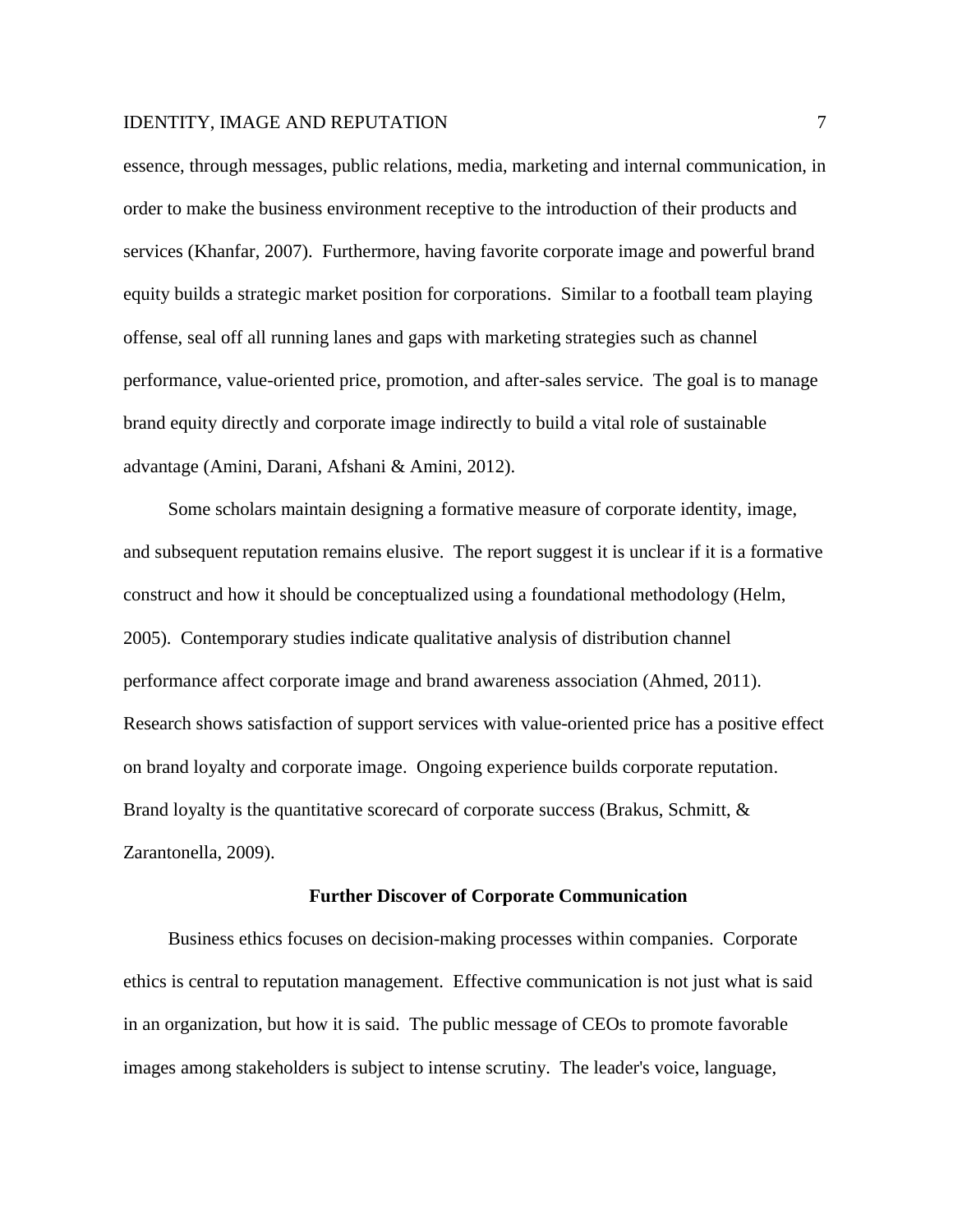essence, through messages, public relations, media, marketing and internal communication, in order to make the business environment receptive to the introduction of their products and services (Khanfar, 2007). Furthermore, having favorite corporate image and powerful brand equity builds a strategic market position for corporations. Similar to a football team playing offense, seal off all running lanes and gaps with marketing strategies such as channel performance, value-oriented price, promotion, and after-sales service. The goal is to manage brand equity directly and corporate image indirectly to build a vital role of sustainable advantage (Amini, Darani, Afshani & Amini, 2012).

Some scholars maintain designing a formative measure of corporate identity, image, and subsequent reputation remains elusive. The report suggest it is unclear if it is a formative construct and how it should be conceptualized using a foundational methodology (Helm, 2005). Contemporary studies indicate qualitative analysis of distribution channel performance affect corporate image and brand awareness association (Ahmed, 2011). Research shows satisfaction of support services with value-oriented price has a positive effect on brand loyalty and corporate image. Ongoing experience builds corporate reputation. Brand loyalty is the quantitative scorecard of corporate success (Brakus, Schmitt, & Zarantonella, 2009).

## Further Discover of Corporate Communication

Business ethics focuses on decision-making processes within companies. Corporate ethics is central to reputation management. Effective communication is not just what is said in an organization, but how it is said. The public message of CEOs to promote favorable images among stakeholders is subject to intense scrutiny. The leader's voice, language,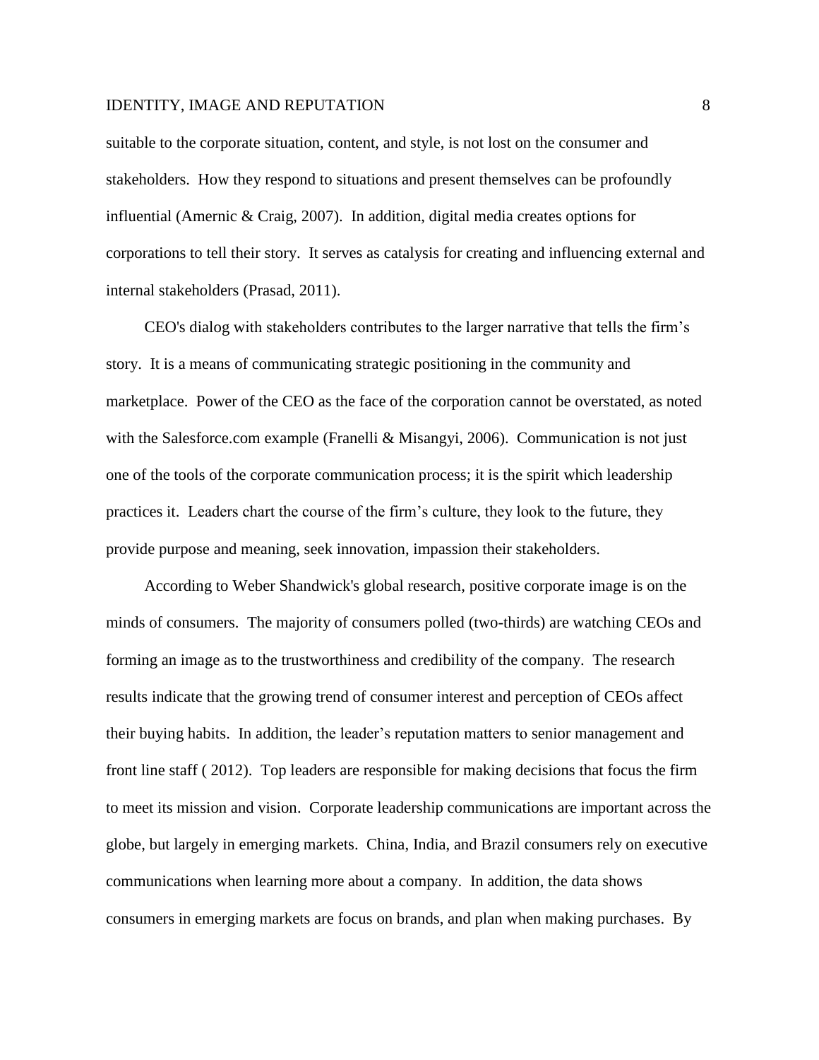suitable to the corporate situation, content, and style, is not lost on the consumer and stakeholders. How they respond to situations and present themselves can be profoundly influential (Amernic & Craig, 2007). In addition, digital media creates options for corporations to tell their story. It serves as catalysis for creating and influencing external and internal stakeholders (Prasad, 2011).

CEO's dialog with stakeholders contributes to the larger narrative that tells the firm's story. It is a means of communicating strategic positioning in the community and marketplace. Power of the CEO as the face of the corporation cannot be overstated, as noted with the Salesforce.com example (Franelli & Misangyi, 2006). Communication is not just one of the tools of the corporate communication process; it is the spirit which leadership practices it. Leaders chart the course of the firm's culture, they look to the future, they provide purpose and meaning, seek innovation, impassion their stakeholders.

According to Weber Shandwick's global research, positive corporate image is on the minds of consumers. The majority of consumers polled (two-thirds) are watching CEOs and forming an image as to the trustworthiness and credibility of the company. The research results indicate that the growing trend of consumer interest and perception of CEOs affect their buying habits. In addition, the leader's reputation matters to senior management and front line staff ( 2012). Top leaders are responsible for making decisions that focus the firm to meet its mission and vision. Corporate leadership communications are important across the globe, but largely in emerging markets. China, India, and Brazil consumers rely on executive communications when learning more about a company. In addition, the data shows consumers in emerging markets are focus on brands, and plan when making purchases. By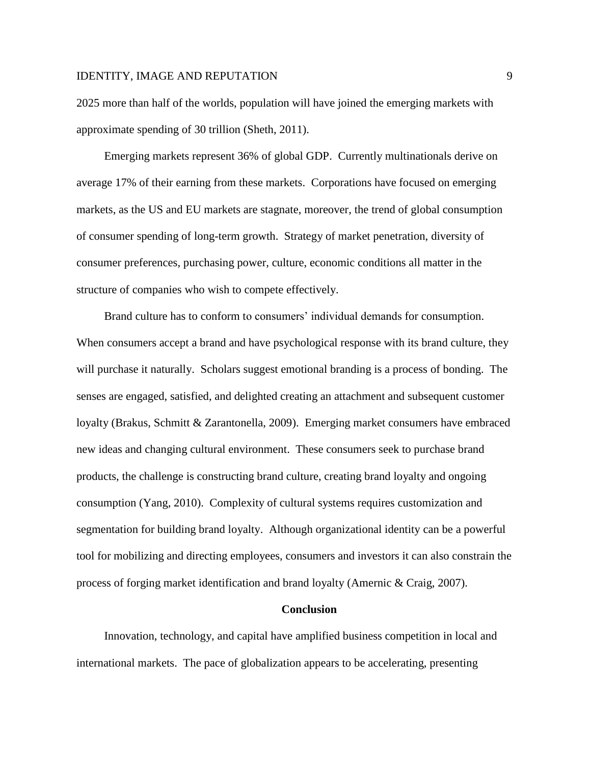2025 more than half of the worlds, population will have joined the emerging markets with approximate spending of 30 trillion (Sheth, 2011).

Emerging markets represent 36% of global GDP. Currently multinationals derive on average 17% of their earning from these markets. Corporations have focused on emerging markets, as the US and EU markets are stagnate, moreover, the trend of global consumption of consumer spending of long-term growth. Strategy of market penetration, diversity of consumer preferences, purchasing power, culture, economic conditions all matter in the structure of companies who wish to compete effectively.

Brand culture has to conform to consumers' individual demands for consumption. When consumers accept a brand and have psychological response with its brand culture, they will purchase it naturally. Scholars suggest emotional branding is a process of bonding. The senses are engaged, satisfied, and delighted creating an attachment and subsequent customer loyalty (Brakus, Schmitt & Zarantonella, 2009). Emerging market consumers have embraced new ideas and changing cultural environment. These consumers seek to purchase brand products, the challenge is constructing brand culture, creating brand loyalty and ongoing consumption (Yang, 2010). Complexity of cultural systems requires customization and segmentation for building brand loyalty. Although organizational identity can be a powerful tool for mobilizing and directing employees, consumers and investors it can also constrain the process of forging market identification and brand loyalty (Amernic & Craig, 2007).

## Conclusion

Innovation, technology, and capital have amplified business competition in local and international markets. The pace of globalization appears to be accelerating, presenting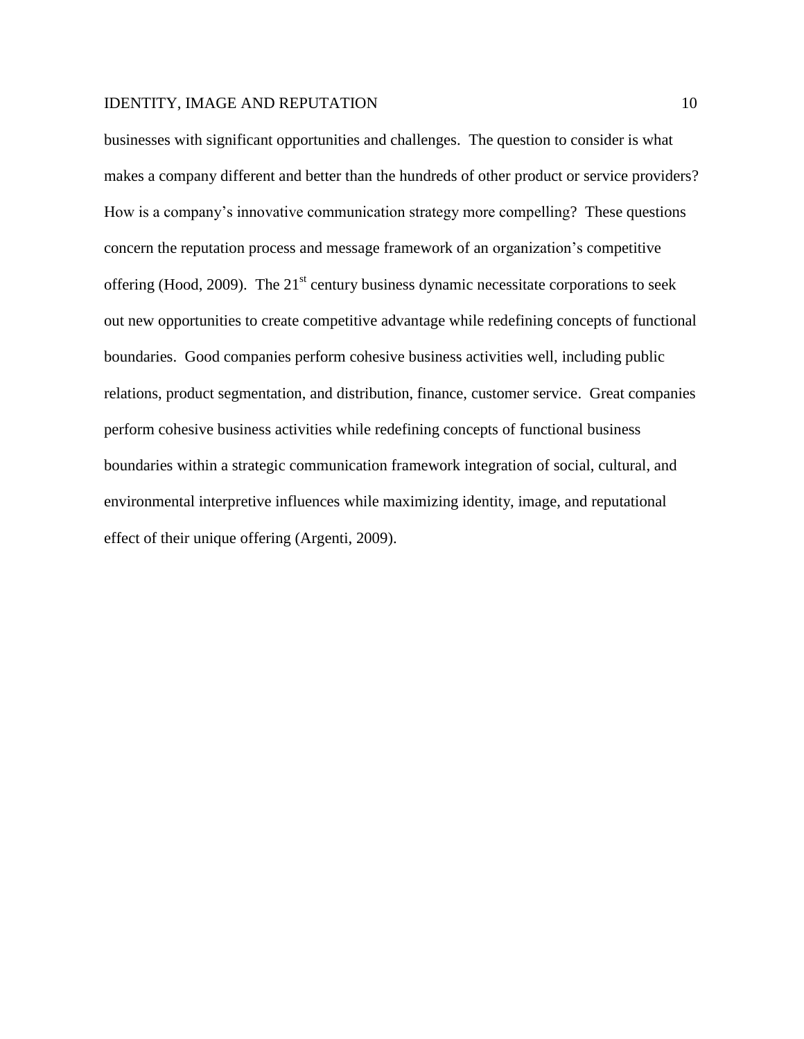businesses with significant opportunities and challenges. The question to consider is what makes a company different and better than the hundreds of other product or service providers? How is a company's innovative communication strategy more compelling? These questions concern the reputation process and message framework of an organization's competitive offering (Hood, 2009). The $21^{st}$ century business dynamic necessitate corporations to seek out new opportunities to create competitive advantage while redefining concepts of functional boundaries. Good companies perform cohesive business activities well, including public relations, product segmentation, and distribution, finance, customer service. Great companies perform cohesive business activities while redefining concepts of functional business boundaries within a strategic communication framework integration of social, cultural, and environmental interpretive influences while maximizing identity, image, and reputational effect of their unique offering (Argenti, 2009).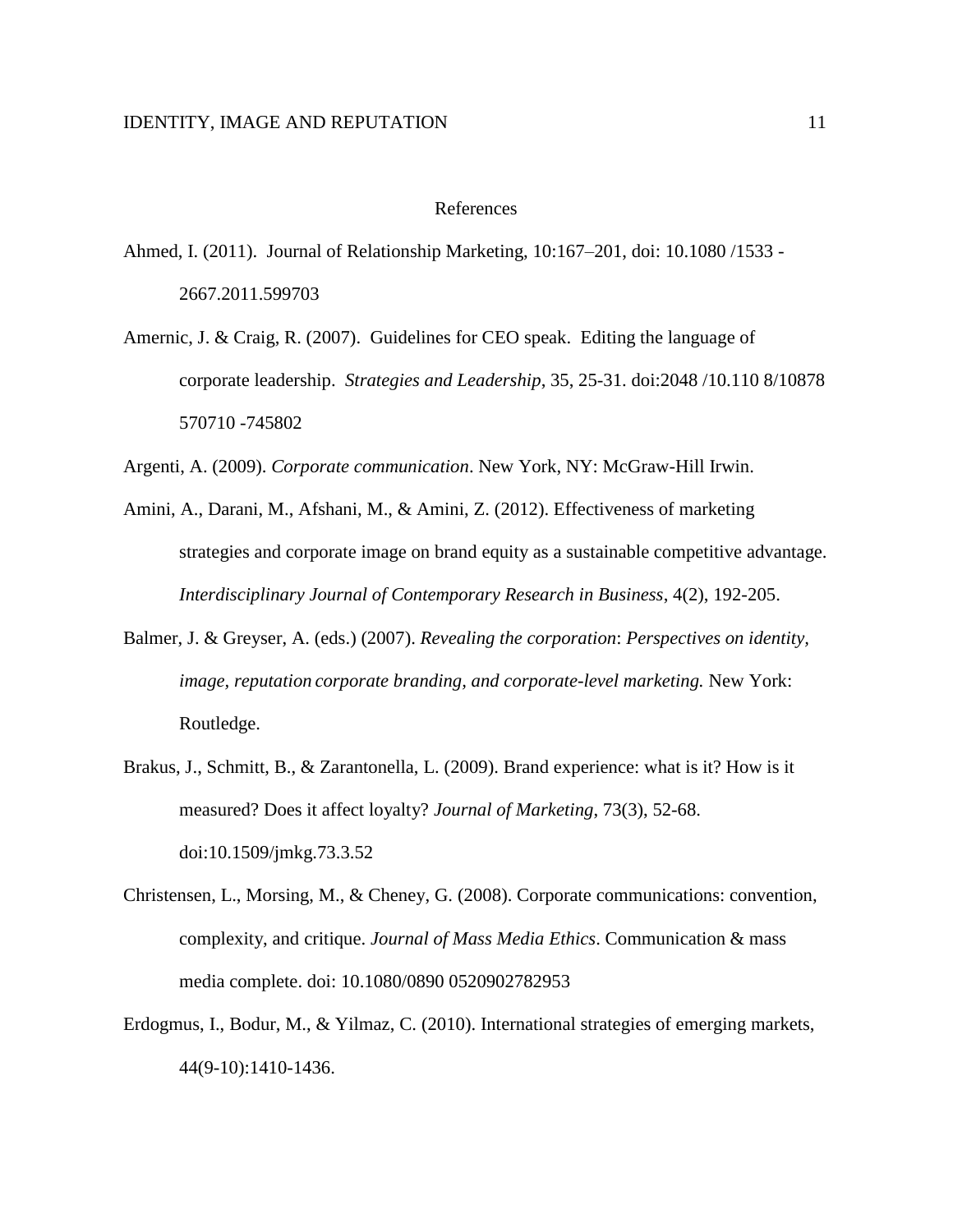# References

Ahmed, I. (2011). Journal of Relationship Marketing, 10:167–201, doi: 10.1080 /1533 - 2667.2011.599703

Amernic, J. & Craig, R. (2007). Guidelines for CEO speak. Editing the language of corporate leadership. *Strategies and Leadership*, 35, 25-31. doi:2048 /10.110 8/10878 570710 -745802

Argenti, A. (2009). *Corporate communication*. New York, NY: McGraw-Hill Irwin.

Amini, A., Darani, M., Afshani, M., & Amini, Z. (2012). Effectiveness of marketing strategies and corporate image on brand equity as a sustainable competitive advantage. *Interdisciplinary Journal of Contemporary Research in Business*, 4(2), 192-205.

Balmer, J. & Greyser, A. (eds.) (2007). *Revealing the corporation*: *Perspectives on identity, image, reputation corporate branding, and corporate-level marketing.* New York: Routledge.

Brakus, J., Schmitt, B., & Zarantonella, L. (2009). Brand experience: what is it? How is it measured? Does it affect loyalty? *Journal of Marketing*, 73(3), 52-68. doi:10.1509/jmkg.73.3.52

Christensen, L., Morsing, M., & Cheney, G. (2008). Corporate communications: convention, complexity, and critique. *Journal of Mass Media Ethics*. Communication & mass media complete. doi: 10.1080/0890 0520902782953

Erdogmus, I., Bodur, M., & Yilmaz, C. (2010). International strategies of emerging markets, 44(9-10):1410-1436.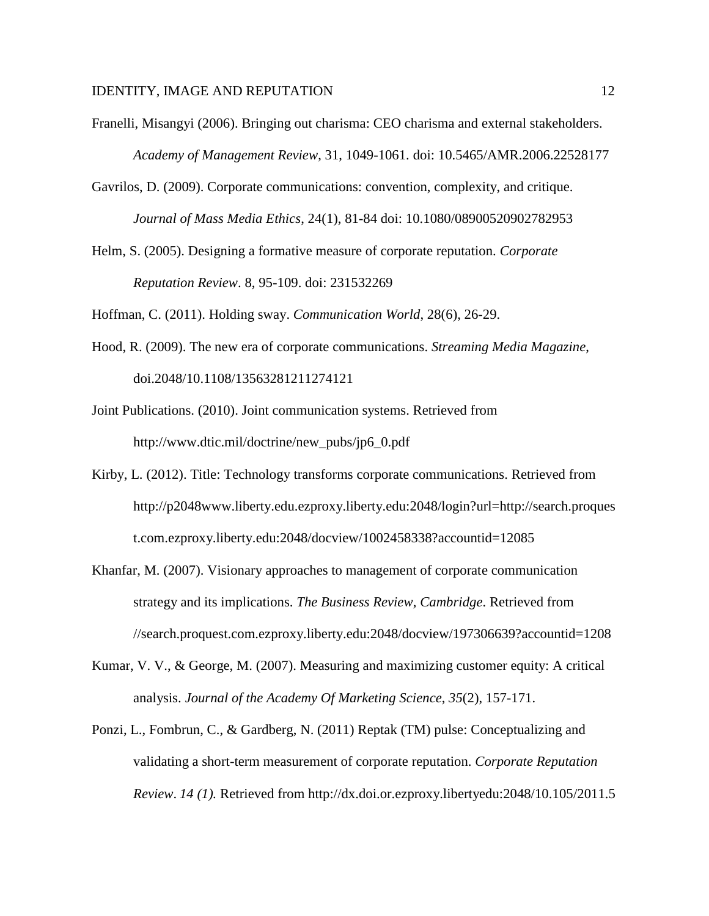Franelli, Misangyi (2006). Bringing out charisma: CEO charisma and external stakeholders. *Academy of Management Review*, 31, 1049-1061. doi: 10.5465/AMR.2006.22528177

Gavrilos, D. (2009). Corporate communications: convention, complexity, and critique. *Journal of Mass Media Ethics*, 24(1), 81-84 doi: 10.1080/08900520902782953

Helm, S. (2005). Designing a formative measure of corporate reputation. *Corporate Reputation Review*. 8, 95-109. doi: 231532269

Hoffman, C. (2011). Holding sway. *Communication World*, 28(6), 26-29.

Hood, R. (2009). The new era of corporate communications. *Streaming Media Magazine*, doi.2048/10.1108/13563281211274121

Joint Publications. (2010). Joint communication systems. Retrieved from http://www.dtic.mil/doctrine/new_pubs/jp6_0.pdf

Kirby, L. (2012). Title: Technology transforms corporate communications. Retrieved from http://p2048www.liberty.edu.ezproxy.liberty.edu:2048/login?url=http://search.proquest.com.ezproxy.liberty.edu:2048/docview/1002458338?accountid=12085

Khanfar, M. (2007). Visionary approaches to management of corporate communication strategy and its implications. *The Business Review, Cambridge*. Retrieved from //search.proquest.com.ezproxy.liberty.edu:2048/docview/197306639?accountid=1208

Kumar, V. V., & George, M. (2007). Measuring and maximizing customer equity: A critical analysis. *Journal of the Academy Of Marketing Science*, *35*(2), 157-171.

Ponzi, L., Fombrun, C., & Gardberg, N. (2011) Reptak (TM) pulse: Conceptualizing and validating a short-term measurement of corporate reputation. *Corporate Reputation Review*. *14 (1).* Retrieved from http://dx.doi.or.ezproxy.libertyedu:2048/10.105/2011.5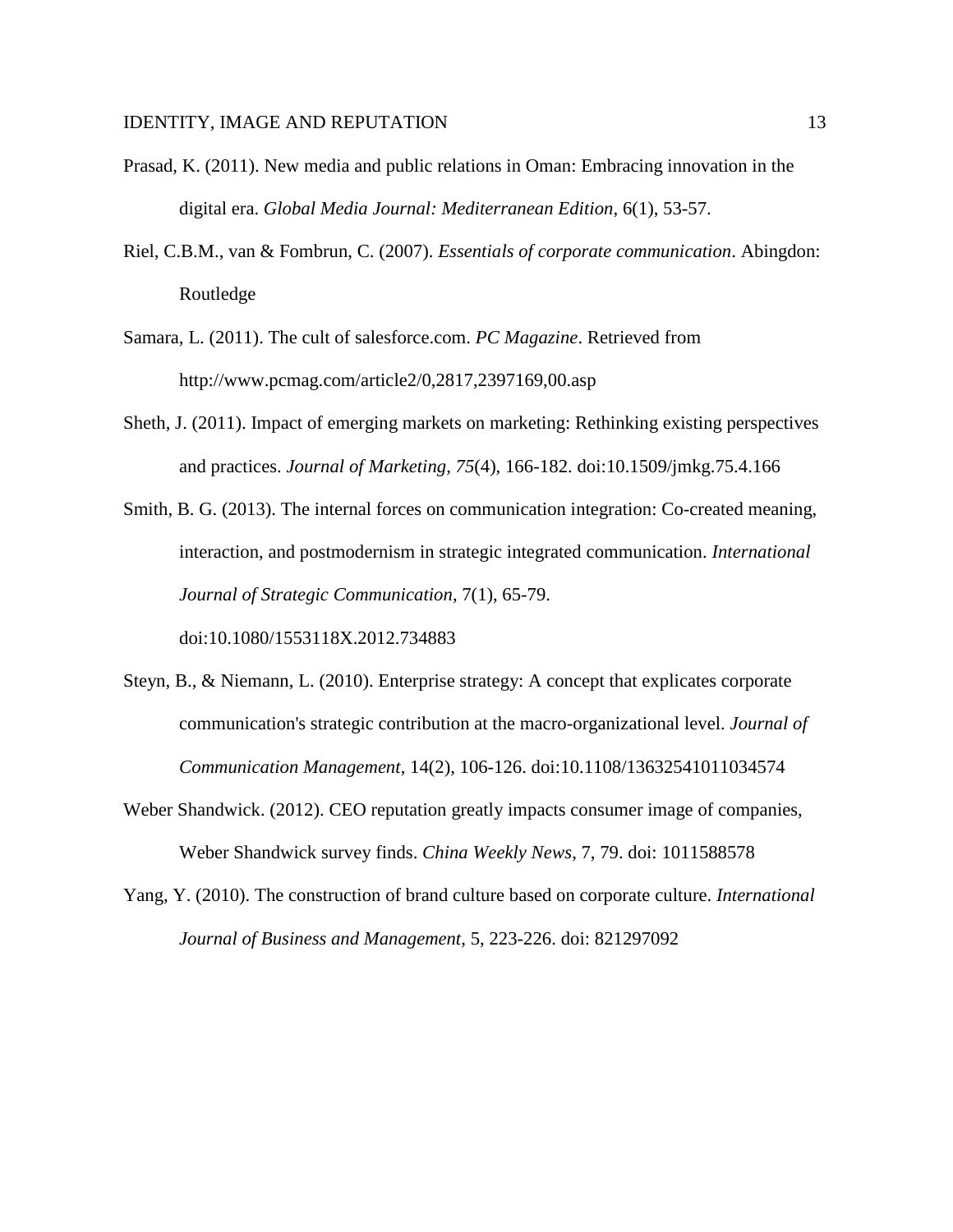Prasad, K. (2011). New media and public relations in Oman: Embracing innovation in the digital era. *Global Media Journal: Mediterranean Edition*, 6(1), 53-57.

Riel, C.B.M., van & Fombrun, C. (2007). *Essentials of corporate communication*. Abingdon: Routledge

Samara, L. (2011). The cult of salesforce.com. *PC Magazine*. Retrieved from http://www.pcmag.com/article2/0,2817,2397169,00.asp

Sheth, J. (2011). Impact of emerging markets on marketing: Rethinking existing perspectives and practices. *Journal of Marketing, 75*(4), 166-182. doi:10.1509/jmkg.75.4.166

Smith, B. G. (2013). The internal forces on communication integration: Co-created meaning, interaction, and postmodernism in strategic integrated communication. *International Journal of Strategic Communication*, 7(1), 65-79. doi:10.1080/1553118X.2012.734883

Steyn, B., & Niemann, L. (2010). Enterprise strategy: A concept that explicates corporate communication's strategic contribution at the macro-organizational level. *Journal of Communication Management,* 14(2), 106-126. doi:10.1108/13632541011034574

Weber Shandwick. (2012). CEO reputation greatly impacts consumer image of companies, Weber Shandwick survey finds. *China Weekly News*, 7, 79. doi: 1011588578

Yang, Y. (2010). The construction of brand culture based on corporate culture. *International Journal of Business and Management*, 5, 223-226. doi: 821297092